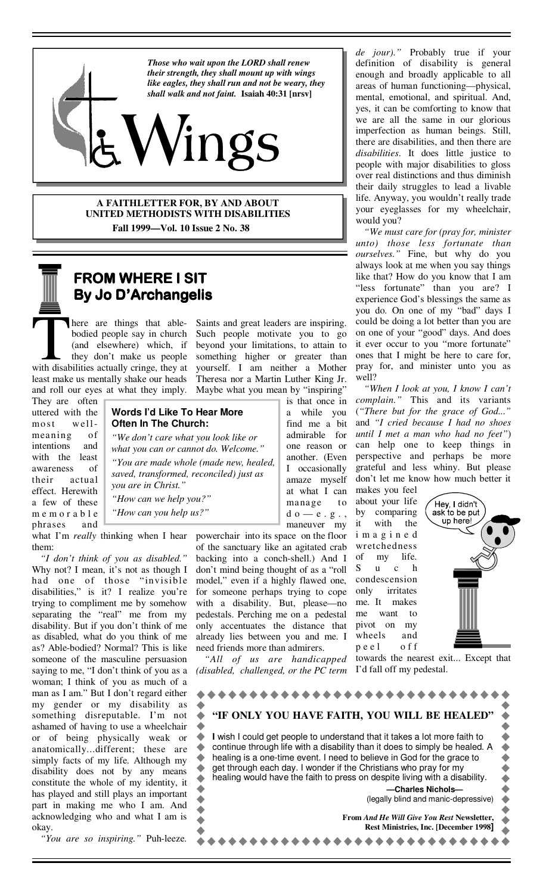*Those who wait upon the LORD shall renew their strength, they shall mount up with wings like eagles, they shall run and not be weary, they shall walk and not faint.* **Isaiah 40:31 [nrsv]**

# Wings

**A FAITHLETTER FOR, BY AND ABOUT UNITED METHODISTS WITH DISABILITIES**

**Fall 1999—Vol. 10 Issue 2 No. 38**

## FROM WHERE I SIT
## By Jo D'Archangelis

There are things that able-bodied people say in church (and elsewhere) which, if they don't make us people with disabilities actually cringe, they at least make us mentally shake our heads and roll our eyes at what they imply. They are often uttered with the most well-meaning of intentions and with the least awareness of their actual effect. Herewith a few of these memorable phrases and what I'm *really* thinking when I hear them:

*"I don't think of you as disabled."* Why not? I mean, it's not as though I had one of those "invisible disabilities," is it? I realize you're trying to compliment me by somehow separating the "real" me from my disability. But if you don't think of me as disabled, what do you think of me as? Able-bodied? Normal? This is like someone of the masculine persuasion saying to me, "I don't think of you as a woman; I think of you as much of a man as I am." But I don't regard either my gender or my disability as something disreputable. I'm not ashamed of having to use a wheelchair or of being physically weak or anatomically...different; these are simply facts of my life. Although my disability does not by any means constitute the whole of my identity, it has played and still plays an important part in making me who I am. And acknowledging who and what I am is okay.

*"You are so inspiring."* Puh-leeze. Saints and great leaders are inspiring. Such people motivate you to go beyond your limitations, to attain to something higher or greater than yourself. I am neither a Mother Theresa nor a Martin Luther King Jr. Maybe what you mean by "inspiring" is that once in a while you find me a bit admirable for one reason or another. (Even I occasionally amaze myself at what I can manage to do—e.g., maneuver my powerchair into its space on the floor of the sanctuary like an agitated crab backing into a conch-shell.) And I don't mind being thought of as a "roll model," even if a highly flawed one, for someone perhaps trying to cope with a disability. But, please—no pedestals. Perching me on a pedestal only accentuates the distance that already lies between you and me. I need friends more than admirers.

> **Words I'd Like To Hear More Often In The Church:**
>
> *"We don't care what you look like or what you can or cannot do. Welcome."*
>
> *"You are made whole (made new, healed, saved, transformed, reconciled) just as you are in Christ."*
>
> *"How can we help you?"*
>
> *"How can you help us?"*

*"All of us are handicapped (disabled, challenged, or the PC term de jour)."* Probably true if your definition of disability is general enough and broadly applicable to all areas of human functioning—physical, mental, emotional, and spiritual. And, yes, it can be comforting to know that we are all the same in our glorious imperfection as human beings. Still, there are disabilities, and then there are *disabilities*. It does little justice to people with major disabilities to gloss over real distinctions and thus diminish their daily struggles to lead a livable life. Anyway, you wouldn't really trade your eyeglasses for my wheelchair, would you?

*"We must care for (pray for, minister unto) those less fortunate than ourselves."* Fine, but why do you always look at me when you say things like that? How do you know that I am "less fortunate" than you are? I experience God's blessings the same as you do. On one of my "bad" days I could be doing a lot better than you are on one of your "good" days. And does it ever occur to you "more fortunate" ones that I might be here to care for, pray for, and minister unto you as well?

*"When I look at you, I know I can't complain."* This and its variants (*"There but for the grace of God..."* and *"I cried because I had no shoes until I met a man who had no feet"*) can help one to keep things in perspective and perhaps be more grateful and less whiny. But please don't let me know how much better it makes you feel about your life by comparing it with the imagined wretchedness of my life. Such condescension only irritates me. It makes me want to pivot on my wheels and peel off towards the nearest exit... Except that I'd fall off my pedestal.

Hey, I didn't ask to be put up here!

---

### "IF ONLY YOU HAVE FAITH, YOU WILL BE HEALED"

I wish I could get people to understand that it takes a lot more faith to continue through life with a disability than it does to simply be healed. A healing is a one-time event. I need to believe in God for the grace to get through each day. I wonder if the Christians who pray for my healing would have the faith to press on despite living with a disability.

**—Charles Nichols—**
(legally blind and manic-depressive)

**From *And He Will Give You Rest* Newsletter, Rest Ministries, Inc. [December 1998]**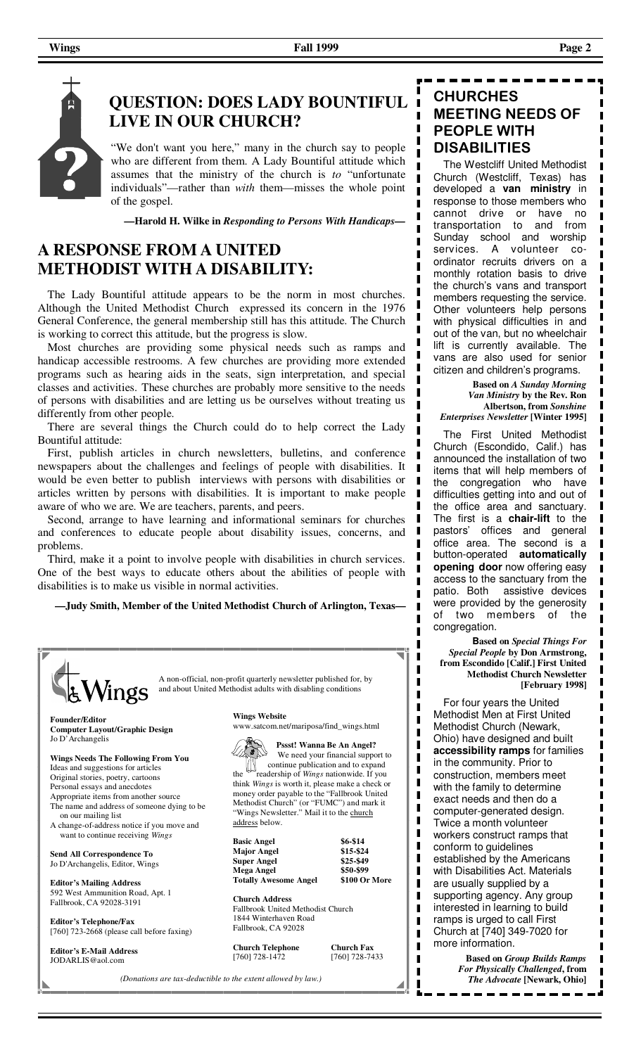## QUESTION: DOES LADY BOUNTIFUL LIVE IN OUR CHURCH?

"We don't want you here," many in the church say to people who are different from them. A Lady Bountiful attitude which assumes that the ministry of the church is *to* "unfortunate individuals"—rather than *with* them—misses the whole point of the gospel.

**—Harold H. Wilke in *Responding to Persons With Handicaps*—**

## A RESPONSE FROM A UNITED METHODIST WITH A DISABILITY:

The Lady Bountiful attitude appears to be the norm in most churches. Although the United Methodist Church expressed its concern in the 1976 General Conference, the general membership still has this attitude. The Church is working to correct this attitude, but the progress is slow.

Most churches are providing some physical needs such as ramps and handicap accessible restrooms. A few churches are providing more extended programs such as hearing aids in the seats, sign interpretation, and special classes and activities. These churches are probably more sensitive to the needs of persons with disabilities and are letting us be ourselves without treating us differently from other people.

There are several things the Church could do to help correct the Lady Bountiful attitude:

First, publish articles in church newsletters, bulletins, and conference newspapers about the challenges and feelings of people with disabilities. It would be even better to publish interviews with persons with disabilities or articles written by persons with disabilities. It is important to make people aware of who we are. We are teachers, parents, and peers.

Second, arrange to have learning and informational seminars for churches and conferences to educate people about disability issues, concerns, and problems.

Third, make it a point to involve people with disabilities in church services. One of the best ways to educate others about the abilities of people with disabilities is to make us visible in normal activities.

**—Judy Smith, Member of the United Methodist Church of Arlington, Texas—**

## CHURCHES MEETING NEEDS OF PEOPLE WITH DISABILITIES

The Westcliff United Methodist Church (Westcliff, Texas) has developed a **van ministry** in response to those members who cannot drive or have no transportation to and from Sunday school and worship services. A volunteer co-ordinator recruits drivers on a monthly rotation basis to drive the church's vans and transport members requesting the service. Other volunteers help persons with physical difficulties in and out of the van, but no wheelchair lift is currently available. The vans are also used for senior citizen and children's programs.

**Based on *A Sunday Morning Van Ministry* by the Rev. Ron Albertson, from *Sonshine Enterprises Newsletter* [Winter 1995]**

The First United Methodist Church (Escondido, Calif.) has announced the installation of two items that will help members of the congregation who have difficulties getting into and out of the office area and sanctuary. The first is a **chair-lift** to the pastors' offices and general office area. The second is a button-operated **automatically opening door** now offering easy access to the sanctuary from the patio. Both assistive devices were provided by the generosity of two members of the congregation.

**Based on *Special Things For Special People* by Don Armstrong, from Escondido [Calif.] First United Methodist Church Newsletter [February 1998]**

For four years the United Methodist Men at First United Methodist Church (Newark, Ohio) have designed and built **accessibility ramps** for families in the community. Prior to construction, members meet with the family to determine exact needs and then do a computer-generated design. Twice a month volunteer workers construct ramps that conform to guidelines established by the Americans with Disabilities Act. Materials are usually supplied by a supporting agency. Any group interested in learning to build ramps is urged to call First Church at [740] 349-7020 for more information.

**Based on *Group Builds Ramps For Physically Challenged*, from *The Advocate* [Newark, Ohio]**

---

**Wings**

A non-official, non-profit quarterly newsletter published for, by and about United Methodist adults with disabling conditions

**Founder/Editor**
**Computer Layout/Graphic Design**
Jo D'Archangelis

**Wings Needs The Following From You**
Ideas and suggestions for articles
Original stories, poetry, cartoons
Personal essays and anecdotes
Appropriate items from another source
The name and address of someone dying to be on our mailing list
A change-of-address notice if you move and want to continue receiving *Wings*

**Send All Correspondence To**
Jo D'Archangelis, Editor, Wings

**Editor's Mailing Address**
592 West Ammunition Road, Apt. 1
Fallbrook, CA 92028-3191

**Editor's Telephone/Fax**
[760] 723-2668 (please call before faxing)

**Editor's E-Mail Address**
JODARLIS@aol.com

**Wings Website**
www.satcom.net/mariposa/find_wings.html

**Pssst! Wanna Be An Angel?**
We need your financial support to continue publication and to expand the readership of *Wings* nationwide. If you think *Wings* is worth it, please make a check or money order payable to the "Fallbrook United Methodist Church" (or "FUMC") and mark it "Wings Newsletter." Mail it to the church address below.

| | |
|---|---|
| **Basic Angel** | **$6-$14** |
| **Major Angel** | **$15-$24** |
| **Super Angel** | **$25-$49** |
| **Mega Angel** | **$50-$99** |
| **Totally Awesome Angel** | **$100 Or More** |

**Church Address**
Fallbrook United Methodist Church
1844 Winterhaven Road
Fallbrook, CA 92028

**Church Telephone**
[760] 728-1472

**Church Fax**
[760] 728-7433

*(Donations are tax-deductible to the extent allowed by law.)*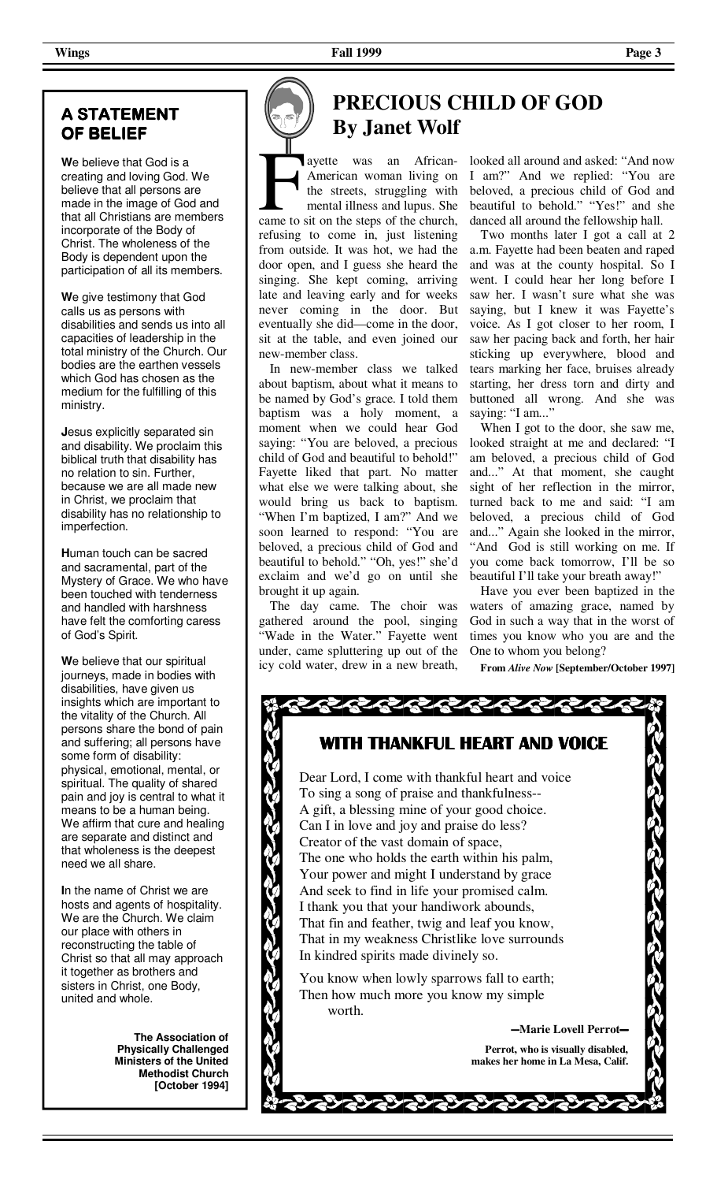## A STATEMENT OF BELIEF

**W**e believe that God is a creating and loving God. We believe that all persons are made in the image of God and that all Christians are members incorporate of the Body of Christ. The wholeness of the Body is dependent upon the participation of all its members.

**W**e give testimony that God calls us as persons with disabilities and sends us into all capacities of leadership in the total ministry of the Church. Our bodies are the earthen vessels which God has chosen as the medium for the fulfilling of this ministry.

**J**esus explicitly separated sin and disability. We proclaim this biblical truth that disability has no relation to sin. Further, because we are all made new in Christ, we proclaim that disability has no relationship to imperfection.

**H**uman touch can be sacred and sacramental, part of the Mystery of Grace. We who have been touched with tenderness and handled with harshness have felt the comforting caress of God's Spirit.

**W**e believe that our spiritual journeys, made in bodies with disabilities, have given us insights which are important to the vitality of the Church. All persons share the bond of pain and suffering; all persons have some form of disability: physical, emotional, mental, or spiritual. The quality of shared pain and joy is central to what it means to be a human being. We affirm that cure and healing are separate and distinct and that wholeness is the deepest need we all share.

**I**n the name of Christ we are hosts and agents of hospitality. We are the Church. We claim our place with others in reconstructing the table of Christ so that all may approach it together as brothers and sisters in Christ, one Body, united and whole.

**The Association of Physically Challenged Ministers of the United Methodist Church [October 1994]**

# PRECIOUS CHILD OF GOD
## By Janet Wolf

Fayette was an African-American woman living on the streets, struggling with mental illness and lupus. She came to sit on the steps of the church, refusing to come in, just listening from outside. It was hot, we had the door open, and I guess she heard the singing. She kept coming, arriving late and leaving early and for weeks never coming in the door. But eventually she did—come in the door, sit at the table, and even joined our new-member class.

In new-member class we talked about baptism, about what it means to be named by God's grace. I told them baptism was a holy moment, a moment when we could hear God saying: "You are beloved, a precious child of God and beautiful to behold!" Fayette liked that part. No matter what else we were talking about, she would bring us back to baptism. "When I'm baptized, I am?" And we soon learned to respond: "You are beloved, a precious child of God and beautiful to behold." "Oh, yes!" she'd exclaim and we'd go on until she brought it up again.

The day came. The choir was gathered around the pool, singing "Wade in the Water." Fayette went under, came spluttering up out of the icy cold water, drew in a new breath, looked all around and asked: "And now I am?" And we replied: "You are beloved, a precious child of God and beautiful to behold." "Yes!" and she danced all around the fellowship hall.

Two months later I got a call at 2 a.m. Fayette had been beaten and raped and was at the county hospital. So I went. I could hear her long before I saw her. I wasn't sure what she was saying, but I knew it was Fayette's voice. As I got closer to her room, I saw her pacing back and forth, her hair sticking up everywhere, blood and tears marking her face, bruises already starting, her dress torn and dirty and buttoned all wrong. And she was saying: "I am..."

When I got to the door, she saw me, looked straight at me and declared: "I am beloved, a precious child of God and..." At that moment, she caught sight of her reflection in the mirror, turned back to me and said: "I am beloved, a precious child of God and..." Again she looked in the mirror, "And God is still working on me. If you come back tomorrow, I'll be so beautiful I'll take your breath away!"

Have you ever been baptized in the waters of amazing grace, named by God in such a way that in the worst of times you know who you are and the One to whom you belong?

**From *Alive Now* [September/October 1997]**

## WITH THANKFUL HEART AND VOICE

Dear Lord, I come with thankful heart and voice
To sing a song of praise and thankfulness--
A gift, a blessing mine of your good choice.
Can I in love and joy and praise do less?
Creator of the vast domain of space,
The one who holds the earth within his palm,
Your power and might I understand by grace
And seek to find in life your promised calm.
I thank you that your handiwork abounds,
That fin and feather, twig and leaf you know,
That in my weakness Christlike love surrounds
In kindred spirits made divinely so.

You know when lowly sparrows fall to earth;
Then how much more you know my simple worth.

**—Marie Lovell Perrot—**

**Perrot, who is visually disabled, makes her home in La Mesa, Calif.**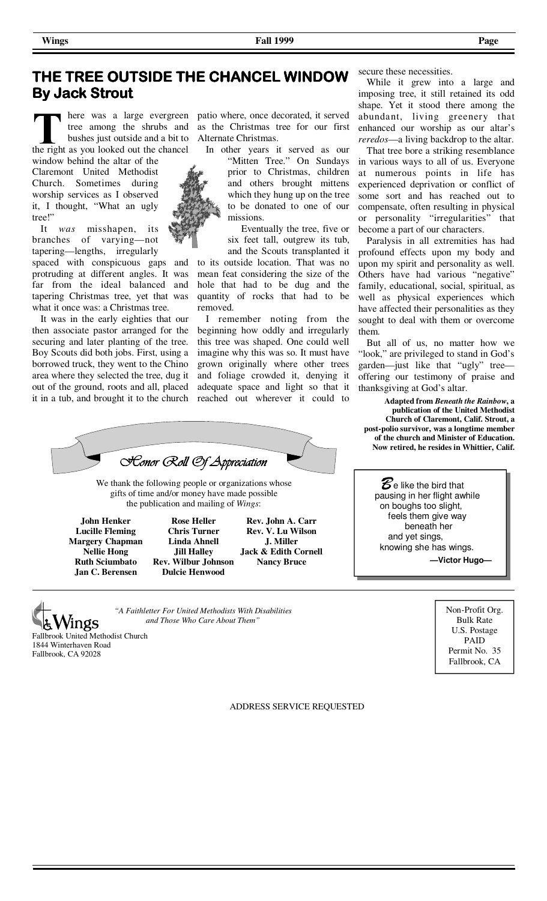# THE TREE OUTSIDE THE CHANCEL WINDOW

## By Jack Strout

There was a large evergreen tree among the shrubs and bushes just outside and a bit to the right as you looked out the chancel window behind the altar of the Claremont United Methodist Church. Sometimes during worship services as I observed it, I thought, "What an ugly tree!"

It *was* misshapen, its branches of varying—not tapering—lengths, irregularly spaced with conspicuous gaps and protruding at different angles. It was far from the ideal balanced and tapering Christmas tree, yet that was what it once was: a Christmas tree.

It was in the early eighties that our then associate pastor arranged for the securing and later planting of the tree. Boy Scouts did both jobs. First, using a borrowed truck, they went to the Chino area where they selected the tree, dug it out of the ground, roots and all, placed it in a tub, and brought it to the church patio where, once decorated, it served as the Christmas tree for our first Alternate Christmas.

In other years it served as our "Mitten Tree." On Sundays prior to Christmas, children and others brought mittens which they hung up on the tree to be donated to one of our missions.

Eventually the tree, five or six feet tall, outgrew its tub, and the Scouts transplanted it to its outside location. That was no mean feat considering the size of the hole that had to be dug and the quantity of rocks that had to be removed.

I remember noting from the beginning how oddly and irregularly this tree was shaped. One could well imagine why this was so. It must have grown originally where other trees and foliage crowded it, denying it adequate space and light so that it reached out wherever it could to secure these necessities.

While it grew into a large and imposing tree, it still retained its odd shape. Yet it stood there among the abundant, living greenery that enhanced our worship as our altar's *reredos*—a living backdrop to the altar.

That tree bore a striking resemblance in various ways to all of us. Everyone at numerous points in life has experienced deprivation or conflict of some sort and has reached out to compensate, often resulting in physical or personality "irregularities" that become a part of our characters.

Paralysis in all extremities has had profound effects upon my body and upon my spirit and personality as well. Others have had various "negative" family, educational, social, spiritual, as well as physical experiences which have affected their personalities as they sought to deal with them or overcome them.

But all of us, no matter how we "look," are privileged to stand in God's garden—just like that "ugly" tree—offering our testimony of praise and thanksgiving at God's altar.

**Adapted from *Beneath the Rainbow*, a publication of the United Methodist Church of Claremont, Calif. Strout, a post-polio survivor, was a longtime member of the church and Minister of Education. Now retired, he resides in Whittier, Calif.**

## *Honor Roll Of Appreciation*

We thank the following people or organizations whose gifts of time and/or money have made possible the publication and mailing of *Wings*:

| | | |
|---|---|---|
| **John Henker** | **Rose Heller** | **Rev. John A. Carr** |
| **Lucille Fleming** | **Chris Turner** | **Rev. V. Lu Wilson** |
| **Margery Chapman** | **Linda Ahnell** | **J. Miller** |
| **Nellie Hong** | **Jill Halley** | **Jack & Edith Cornell** |
| **Ruth Sciumbato** | **Rev. Wilbur Johnson** | **Nancy Bruce** |
| **Jan C. Berensen** | **Dulcie Henwood** | |

Be like the bird that
pausing in her flight awhile
on boughs too slight,
feels them give way
beneath her
and yet sings,
knowing she has wings.

**—Victor Hugo—**

Wings

*"A Faithletter For United Methodists With Disabilities and Those Who Care About Them"*

Fallbrook United Methodist Church
1844 Winterhaven Road
Fallbrook, CA 92028

Non-Profit Org.
Bulk Rate
U.S. Postage
PAID
Permit No. 35
Fallbrook, CA

ADDRESS SERVICE REQUESTED